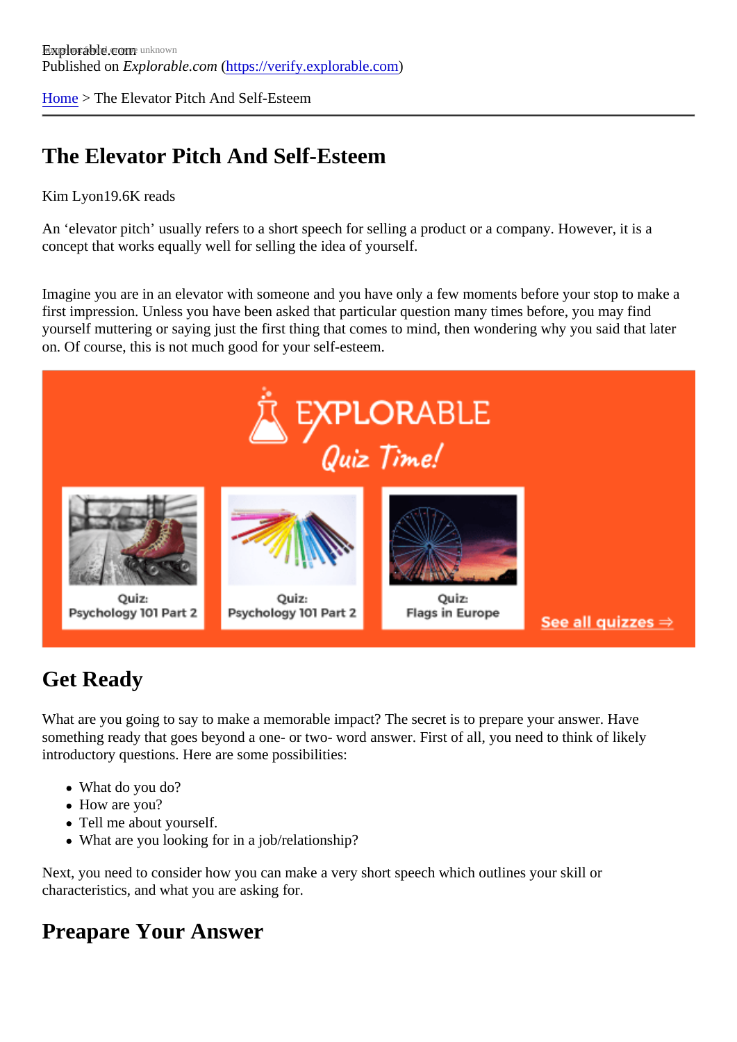Explorable.com
Published on *Explorable.com* (https://verify.explorable.com)

Home > The Elevator Pitch And Self-Esteem

# The Elevator Pitch And Self-Esteem

Kim Lyon19.6K reads

An 'elevator pitch' usually refers to a short speech for selling a product or a company. However, it is a concept that works equally well for selling the idea of yourself.

Imagine you are in an elevator with someone and you have only a few moments before your stop to make a first impression. Unless you have been asked that particular question many times before, you may find yourself muttering or saying just the first thing that comes to mind, then wondering why you said that later on. Of course, this is not much good for your self-esteem.

## Get Ready

What are you going to say to make a memorable impact? The secret is to prepare your answer. Have something ready that goes beyond a one- or two- word answer. First of all, you need to think of likely introductory questions. Here are some possibilities:

- What do you do?
- How are you?
- Tell me about yourself.
- What are you looking for in a job/relationship?

Next, you need to consider how you can make a very short speech which outlines your skill or characteristics, and what you are asking for.

## Preapare Your Answer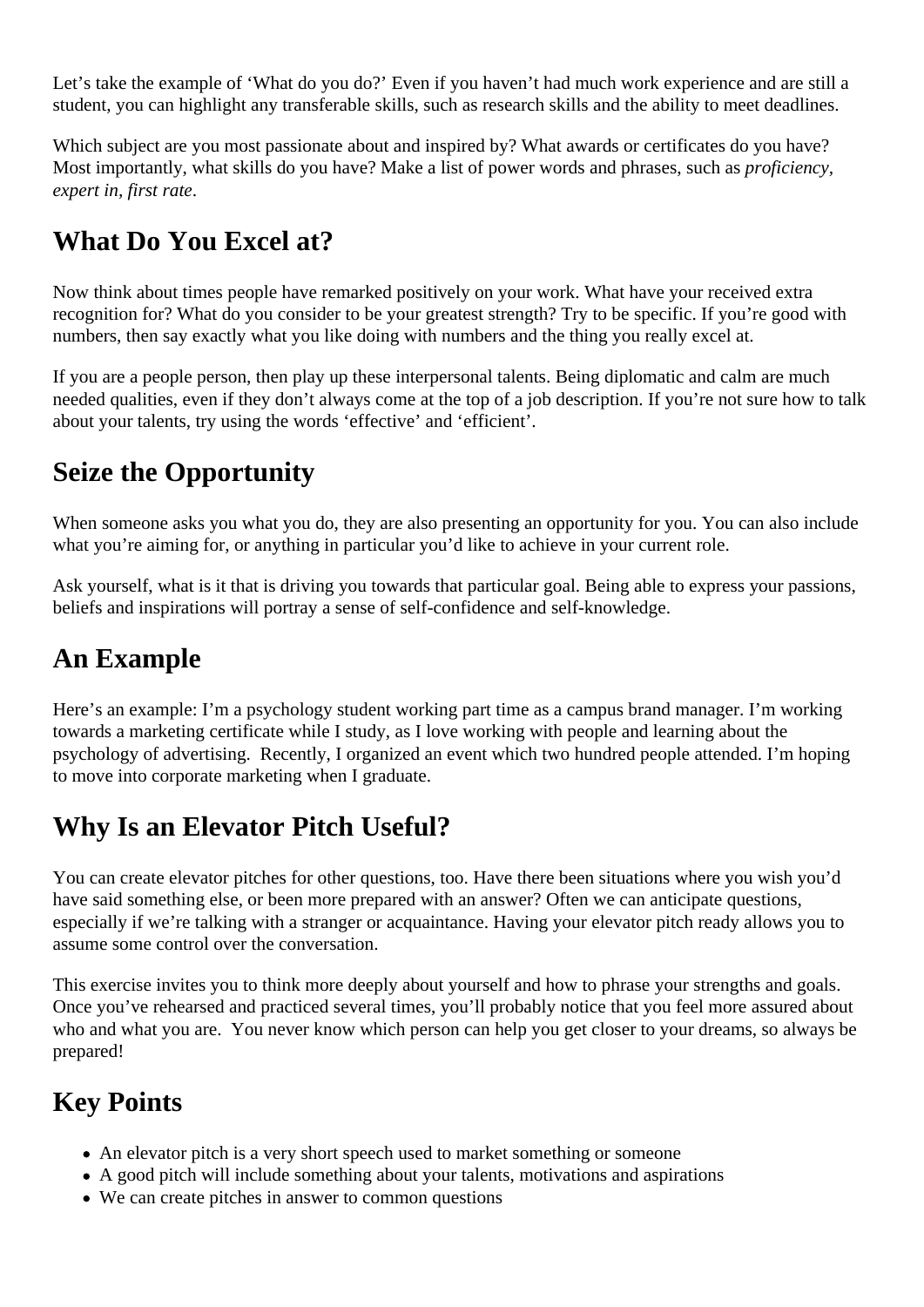Let's take the example of 'What do you do?' Even if you haven't had much work experience and are still a student, you can highlight any transferable skills, such as research skills and the ability to meet deadlines.

Which subject are you most passionate about and inspired by? What awards or certificates do you have? Most importantly, what skills do you have? Make a list of power words and phrases, such as *proficiency*, *expert in*, *first rate*.

## What Do You Excel at?

Now think about times people have remarked positively on your work. What have your received extra recognition for? What do you consider to be your greatest strength? Try to be specific. If you're good with numbers, then say exactly what you like doing with numbers and the thing you really excel at.

If you are a people person, then play up these interpersonal talents. Being diplomatic and calm are much needed qualities, even if they don't always come at the top of a job description. If you're not sure how to talk about your talents, try using the words 'effective' and 'efficient'.

## Seize the Opportunity

When someone asks you what you do, they are also presenting an opportunity for you. You can also include what you're aiming for, or anything in particular you'd like to achieve in your current role.

Ask yourself, what is it that is driving you towards that particular goal. Being able to express your passions, beliefs and inspirations will portray a sense of self-confidence and self-knowledge.

## An Example

Here's an example: I'm a psychology student working part time as a campus brand manager. I'm working towards a marketing certificate while I study, as I love working with people and learning about the psychology of advertising. Recently, I organized an event which two hundred people attended. I'm hoping to move into corporate marketing when I graduate.

## Why Is an Elevator Pitch Useful?

You can create elevator pitches for other questions, too. Have there been situations where you wish you'd have said something else, or been more prepared with an answer? Often we can anticipate questions, especially if we're talking with a stranger or acquaintance. Having your elevator pitch ready allows you to assume some control over the conversation.

This exercise invites you to think more deeply about yourself and how to phrase your strengths and goals. Once you've rehearsed and practiced several times, you'll probably notice that you feel more assured about who and what you are. You never know which person can help you get closer to your dreams, so always be prepared!

## Key Points

- An elevator pitch is a very short speech used to market something or someone
- A good pitch will include something about your talents, motivations and aspirations
- We can create pitches in answer to common questions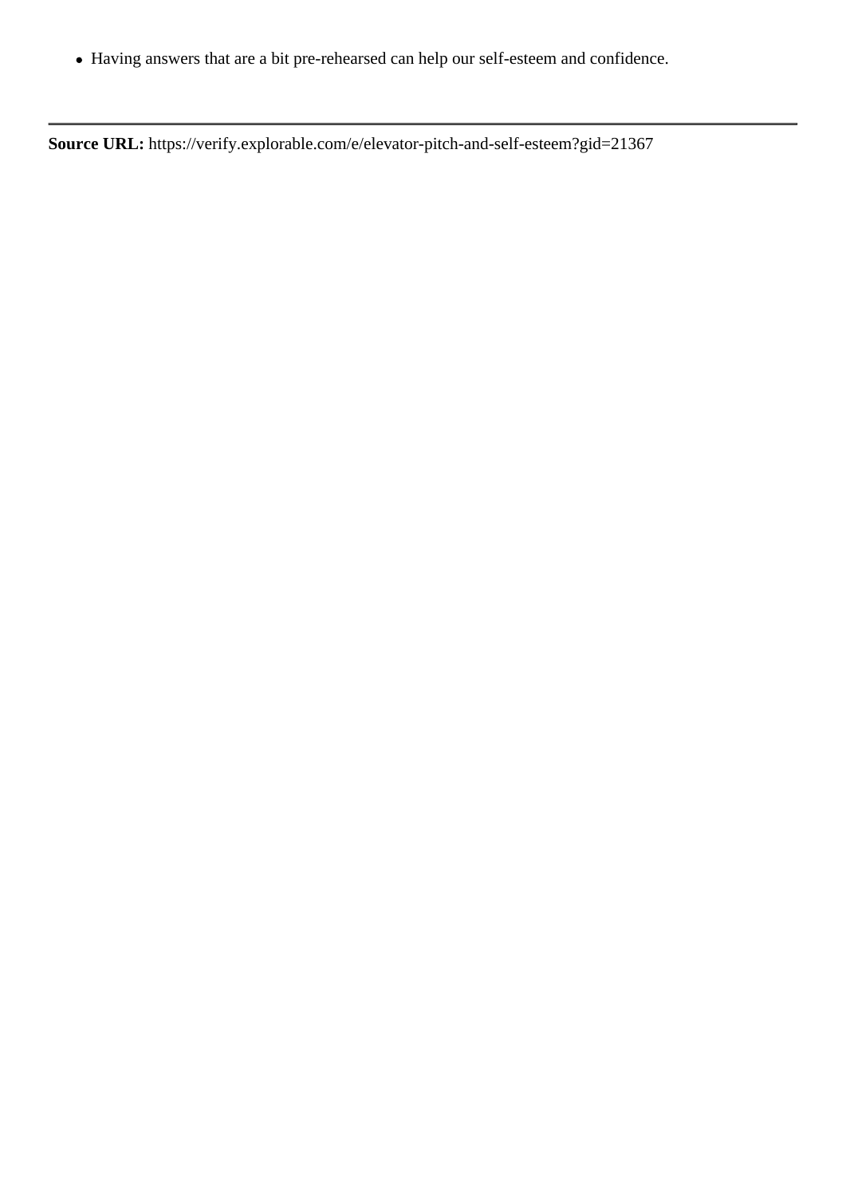- Having answers that are a bit pre-rehearsed can help our self-esteem and confidence.

---

**Source URL:** https://verify.explorable.com/e/elevator-pitch-and-self-esteem?gid=21367